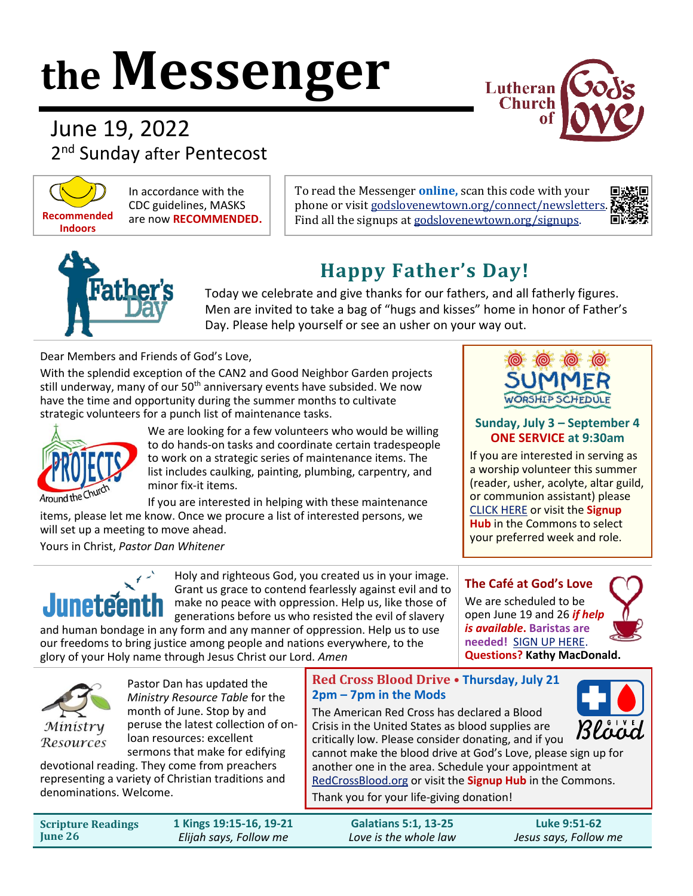# the Messenger

June 19, 2022
2nd Sunday after Pentecost

Lutheran Church of God's Love

**Recommended Indoors**

In accordance with the CDC guidelines, MASKS are now **RECOMMENDED.**

To read the Messenger **online,** scan this code with your phone or visit godslovenewtown.org/connect/newsletters. Find all the signups at godslovenewtown.org/signups.

## Happy Father's Day!

Today we celebrate and give thanks for our fathers, and all fatherly figures. Men are invited to take a bag of "hugs and kisses" home in honor of Father's Day. Please help yourself or see an usher on your way out.

Dear Members and Friends of God's Love,

With the splendid exception of the CAN2 and Good Neighbor Garden projects still underway, many of our 50th anniversary events have subsided. We now have the time and opportunity during the summer months to cultivate strategic volunteers for a punch list of maintenance tasks.

We are looking for a few volunteers who would be willing to do hands-on tasks and coordinate certain tradespeople to work on a strategic series of maintenance items. The list includes caulking, painting, plumbing, carpentry, and minor fix-it items.

If you are interested in helping with these maintenance items, please let me know. Once we procure a list of interested persons, we will set up a meeting to move ahead.

Yours in Christ, *Pastor Dan Whitener*

### SUMMER WORSHIP SCHEDULE

**Sunday, July 3 – September 4**
**ONE SERVICE at 9:30am**

If you are interested in serving as a worship volunteer this summer (reader, usher, acolyte, altar guild, or communion assistant) please CLICK HERE or visit the **Signup Hub** in the Commons to select your preferred week and role.

### Juneteenth

Holy and righteous God, you created us in your image. Grant us grace to contend fearlessly against evil and to make no peace with oppression. Help us, like those of generations before us who resisted the evil of slavery and human bondage in any form and any manner of oppression. Help us to use our freedoms to bring justice among people and nations everywhere, to the glory of your Holy name through Jesus Christ our Lord. *Amen*

### The Café at God's Love

We are scheduled to be open June 19 and 26 ***if help is available*. Baristas are needed!** SIGN UP HERE. **Questions? Kathy MacDonald.**

### Ministry Resources

Pastor Dan has updated the *Ministry Resource Table* for the month of June. Stop by and peruse the latest collection of on-loan resources: excellent sermons that make for edifying devotional reading. They come from preachers representing a variety of Christian traditions and denominations. Welcome.

### Red Cross Blood Drive • Thursday, July 21 2pm – 7pm in the Mods

The American Red Cross has declared a Blood Crisis in the United States as blood supplies are critically low. Please consider donating, and if you cannot make the blood drive at God's Love, please sign up for another one in the area. Schedule your appointment at RedCrossBlood.org or visit the **Signup Hub** in the Commons.

Thank you for your life-giving donation!

| **Scripture Readings June 26** | **1 Kings 19:15-16, 19-21** *Elijah says, Follow me* | **Galatians 5:1, 13-25** *Love is the whole law* | **Luke 9:51-62** *Jesus says, Follow me* |
|---|---|---|---|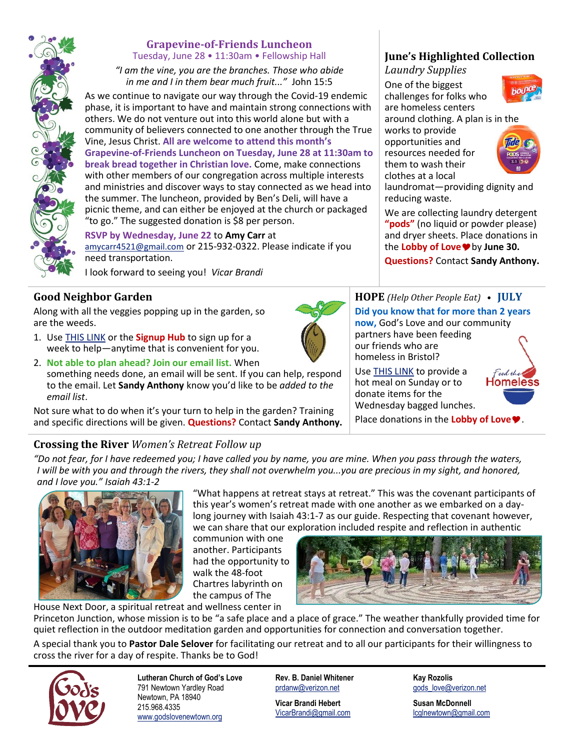## Grapevine-of-Friends Luncheon

Tuesday, June 28 • 11:30am • Fellowship Hall

*"I am the vine, you are the branches. Those who abide in me and I in them bear much fruit..."* John 15:5

As we continue to navigate our way through the Covid-19 endemic phase, it is important to have and maintain strong connections with others. We do not venture out into this world alone but with a community of believers connected to one another through the True Vine, Jesus Christ. **All are welcome to attend this month's Grapevine-of-Friends Luncheon on Tuesday, June 28 at 11:30am to break bread together in Christian love.** Come, make connections with other members of our congregation across multiple interests and ministries and discover ways to stay connected as we head into the summer. The luncheon, provided by Ben's Deli, will have a picnic theme, and can either be enjoyed at the church or packaged "to go." The suggested donation is $8 per person.

**RSVP by Wednesday, June 22** to **Amy Carr** at amycarr4521@gmail.com or 215-932-0322. Please indicate if you need transportation.

I look forward to seeing you! *Vicar Brandi*

## June's Highlighted Collection

*Laundry Supplies*

One of the biggest challenges for folks who are homeless centers around clothing. A plan is in the works to provide opportunities and resources needed for them to wash their clothes at a local laundromat—providing dignity and reducing waste.

We are collecting laundry detergent **"pods"** (no liquid or powder please) and dryer sheets. Place donations in the **Lobby of Love♥** by **June 30.**

**Questions?** Contact **Sandy Anthony.**

## Good Neighbor Garden

Along with all the veggies popping up in the garden, so are the weeds.

1. Use THIS LINK or the **Signup Hub** to sign up for a week to help—anytime that is convenient for you.
2. **Not able to plan ahead? Join our email list.** When something needs done, an email will be sent. If you can help, respond to the email. Let **Sandy Anthony** know you'd like to be *added to the email list*.

Not sure what to do when it's your turn to help in the garden? Training and specific directions will be given. **Questions?** Contact **Sandy Anthony.**

## HOPE *(Help Other People Eat)* • JULY

**Did you know that for more than 2 years now,** God's Love and our community partners have been feeding our friends who are homeless in Bristol?

Use THIS LINK to provide a hot meal on Sunday or to donate items for the Wednesday bagged lunches.

Place donations in the **Lobby of Love♥**.

## Crossing the River *Women's Retreat Follow up*

*"Do not fear, for I have redeemed you; I have called you by name, you are mine. When you pass through the waters, I will be with you and through the rivers, they shall not overwhelm you...you are precious in my sight, and honored, and I love you." Isaiah 43:1-2*

"What happens at retreat stays at retreat." This was the covenant participants of this year's women's retreat made with one another as we embarked on a day-long journey with Isaiah 43:1-7 as our guide. Respecting that covenant however, we can share that our exploration included respite and reflection in authentic communion with one another. Participants had the opportunity to walk the 48-foot Chartres labyrinth on the campus of The House Next Door, a spiritual retreat and wellness center in Princeton Junction, whose mission is to be "a safe place and a place of grace." The weather thankfully provided time for quiet reflection in the outdoor meditation garden and opportunities for connection and conversation together.

A special thank you to **Pastor Dale Selover** for facilitating our retreat and to all our participants for their willingness to cross the river for a day of respite. Thanks be to God!

---

**Lutheran Church of God's Love**
791 Newtown Yardley Road
Newtown, PA 18940
215.968.4335
www.godslovenewtown.org

**Rev. B. Daniel Whitener**
prdanw@verizon.net

**Vicar Brandi Hebert**
VicarBrandi@gmail.com

**Kay Rozolis**
gods_love@verizon.net

**Susan McDonnell**
lcglnewtown@gmail.com